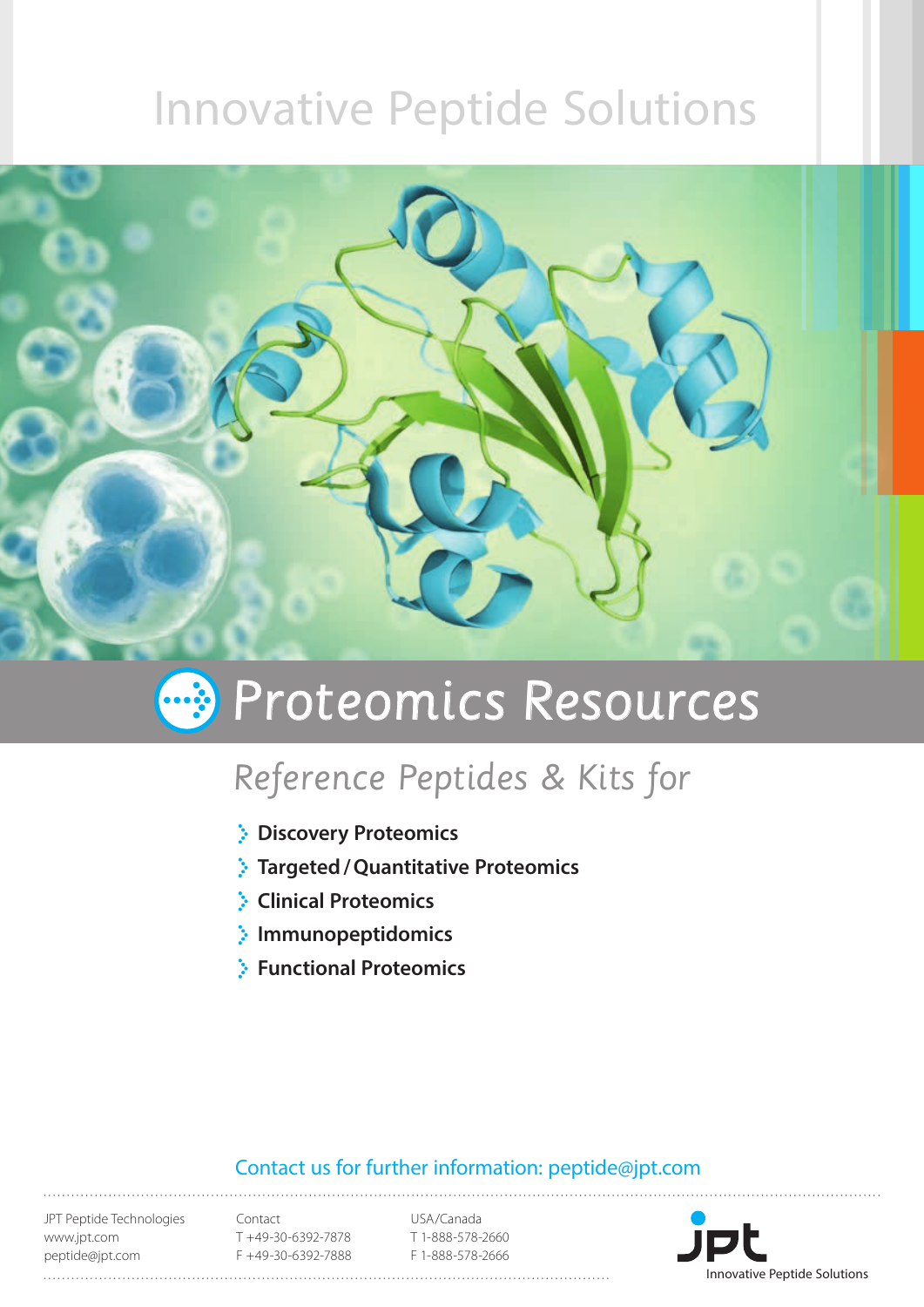Innovative Peptide Solutions

# Proteomics Resources

## *Reference Peptides & Kits for*

- **Discovery Proteomics**
- **Targeted / Quantitative Proteomics**
- **Clinical Proteomics**
- **Immunopeptidomics**
- **Functional Proteomics**

Contact us for further information: peptide@jpt.com

JPT Peptide Technologies
www.jpt.com
peptide@jpt.com

Contact
T +49-30-6392-7878
F +49-30-6392-7888

USA/Canada
T 1-888-578-2660
F 1-888-578-2666

jpt
Innovative Peptide Solutions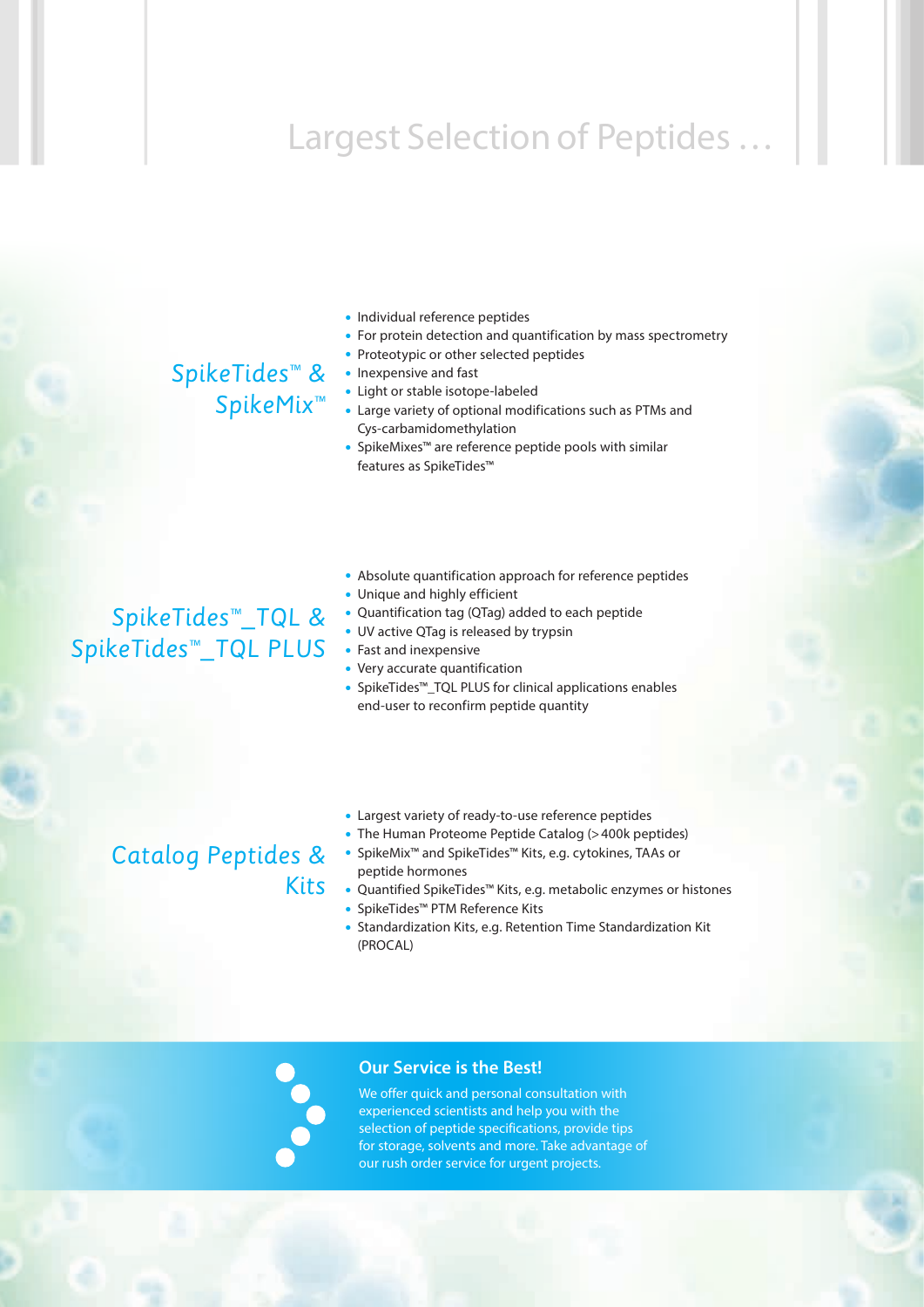# Largest Selection of Peptides …

## SpikeTides™ & SpikeMix™

- Individual reference peptides
- For protein detection and quantification by mass spectrometry
- Proteotypic or other selected peptides
- Inexpensive and fast
- Light or stable isotope-labeled
- Large variety of optional modifications such as PTMs and Cys-carbamidomethylation
- SpikeMixes™ are reference peptide pools with similar features as SpikeTides™

## SpikeTides™_TQL & SpikeTides™_TQL PLUS

- Absolute quantification approach for reference peptides
- Unique and highly efficient
- Quantification tag (QTag) added to each peptide
- UV active QTag is released by trypsin
- Fast and inexpensive
- Very accurate quantification
- SpikeTides™_TQL PLUS for clinical applications enables end-user to reconfirm peptide quantity

## Catalog Peptides & Kits

- Largest variety of ready-to-use reference peptides
- The Human Proteome Peptide Catalog (>400k peptides)
- SpikeMix™ and SpikeTides™ Kits, e.g. cytokines, TAAs or peptide hormones
- Quantified SpikeTides™ Kits, e.g. metabolic enzymes or histones
- SpikeTides™ PTM Reference Kits
- Standardization Kits, e.g. Retention Time Standardization Kit (PROCAL)

### Our Service is the Best!

We offer quick and personal consultation with experienced scientists and help you with the selection of peptide specifications, provide tips for storage, solvents and more. Take advantage of our rush order service for urgent projects.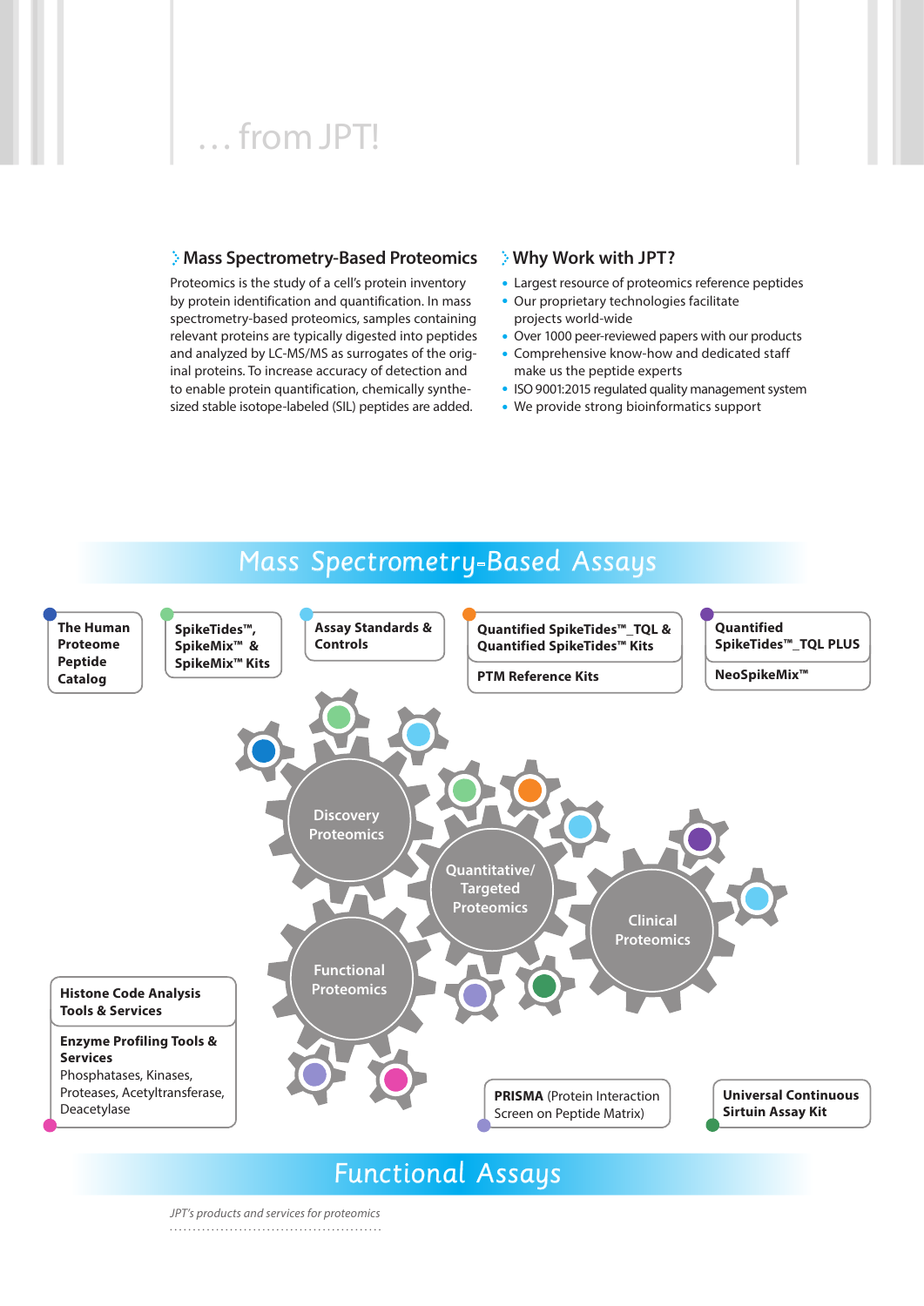# … from JPT!

## Mass Spectrometry-Based Proteomics

Proteomics is the study of a cell's protein inventory by protein identification and quantification. In mass spectrometry-based proteomics, samples containing relevant proteins are typically digested into peptides and analyzed by LC-MS/MS as surrogates of the original proteins. To increase accuracy of detection and to enable protein quantification, chemically synthesized stable isotope-labeled (SIL) peptides are added.

## Why Work with JPT?

- Largest resource of proteomics reference peptides
- Our proprietary technologies facilitate projects world-wide
- Over 1000 peer-reviewed papers with our products
- Comprehensive know-how and dedicated staff make us the peptide experts
- ISO 9001:2015 regulated quality management system
- We provide strong bioinformatics support

## Mass Spectrometry-Based Assays

- **The Human Proteome Peptide Catalog**
- **SpikeTides™, SpikeMix™ & SpikeMix™ Kits**
- **Assay Standards & Controls**
- **Quantified SpikeTides™_TQL & Quantified SpikeTides™ Kits**
- **PTM Reference Kits**
- **Quantified SpikeTides™_TQL PLUS**
- **NeoSpikeMix™**

Discovery Proteomics

Quantitative/ Targeted Proteomics

Clinical Proteomics

Functional Proteomics

- **Histone Code Analysis Tools & Services**
- **Enzyme Profiling Tools & Services**
  Phosphatases, Kinases, Proteases, Acetyltransferase, Deacetylase
- **PRISMA** (Protein Interaction Screen on Peptide Matrix)
- **Universal Continuous Sirtuin Assay Kit**

## Functional Assays

*JPT's products and services for proteomics*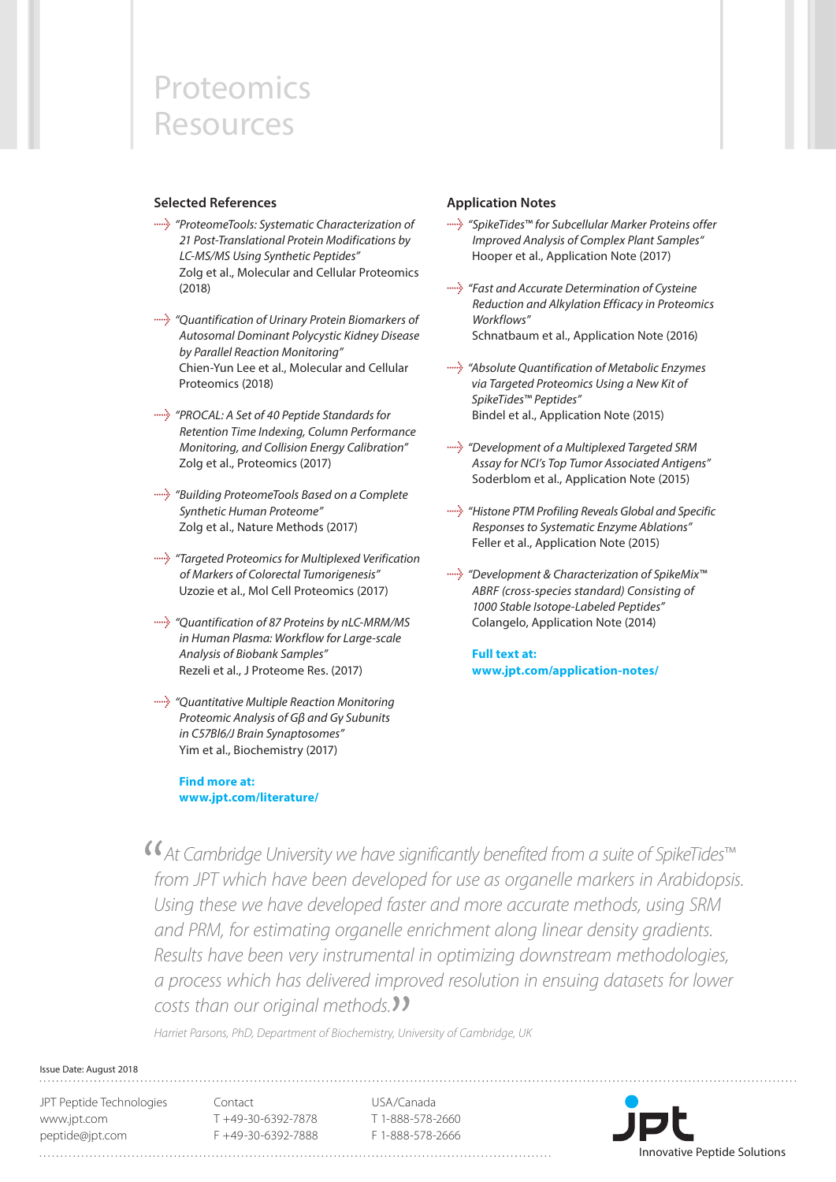# Proteomics Resources

## Selected References

- *"ProteomeTools: Systematic Characterization of 21 Post-Translational Protein Modifications by LC-MS/MS Using Synthetic Peptides"*
  Zolg et al., Molecular and Cellular Proteomics (2018)

- *"Quantification of Urinary Protein Biomarkers of Autosomal Dominant Polycystic Kidney Disease by Parallel Reaction Monitoring"*
  Chien-Yun Lee et al., Molecular and Cellular Proteomics (2018)

- *"PROCAL: A Set of 40 Peptide Standards for Retention Time Indexing, Column Performance Monitoring, and Collision Energy Calibration"*
  Zolg et al., Proteomics (2017)

- *"Building ProteomeTools Based on a Complete Synthetic Human Proteome"*
  Zolg et al., Nature Methods (2017)

- *"Targeted Proteomics for Multiplexed Verification of Markers of Colorectal Tumorigenesis"*
  Uzozie et al., Mol Cell Proteomics (2017)

- *"Quantification of 87 Proteins by nLC-MRM/MS in Human Plasma: Workflow for Large-scale Analysis of Biobank Samples"*
  Rezeli et al., J Proteome Res. (2017)

- *"Quantitative Multiple Reaction Monitoring Proteomic Analysis of Gβ and Gγ Subunits in C57Bl6/J Brain Synaptosomes"*
  Yim et al., Biochemistry (2017)

**Find more at:**
**www.jpt.com/literature/**

## Application Notes

- *"SpikeTides™ for Subcellular Marker Proteins offer Improved Analysis of Complex Plant Samples"*
  Hooper et al., Application Note (2017)

- *"Fast and Accurate Determination of Cysteine Reduction and Alkylation Efficacy in Proteomics Workflows"*
  Schnatbaum et al., Application Note (2016)

- *"Absolute Quantification of Metabolic Enzymes via Targeted Proteomics Using a New Kit of SpikeTides™ Peptides"*
  Bindel et al., Application Note (2015)

- *"Development of a Multiplexed Targeted SRM Assay for NCI's Top Tumor Associated Antigens"*
  Soderblom et al., Application Note (2015)

- *"Histone PTM Profiling Reveals Global and Specific Responses to Systematic Enzyme Ablations"*
  Feller et al., Application Note (2015)

- *"Development & Characterization of SpikeMix™ ABRF (cross-species standard) Consisting of 1000 Stable Isotope-Labeled Peptides"*
  Colangelo, Application Note (2014)

**Full text at:**
**www.jpt.com/application-notes/**

> *"At Cambridge University we have significantly benefited from a suite of SpikeTides™ from JPT which have been developed for use as organelle markers in Arabidopsis. Using these we have developed faster and more accurate methods, using SRM and PRM, for estimating organelle enrichment along linear density gradients. Results have been very instrumental in optimizing downstream methodologies, a process which has delivered improved resolution in ensuing datasets for lower costs than our original methods."*
>
> *Harriet Parsons, PhD, Department of Biochemistry, University of Cambridge, UK*

Issue Date: August 2018

JPT Peptide Technologies
www.jpt.com
peptide@jpt.com

Contact
T +49-30-6392-7878
F +49-30-6392-7888

USA/Canada
T 1-888-578-2660
F 1-888-578-2666

jpt Innovative Peptide Solutions